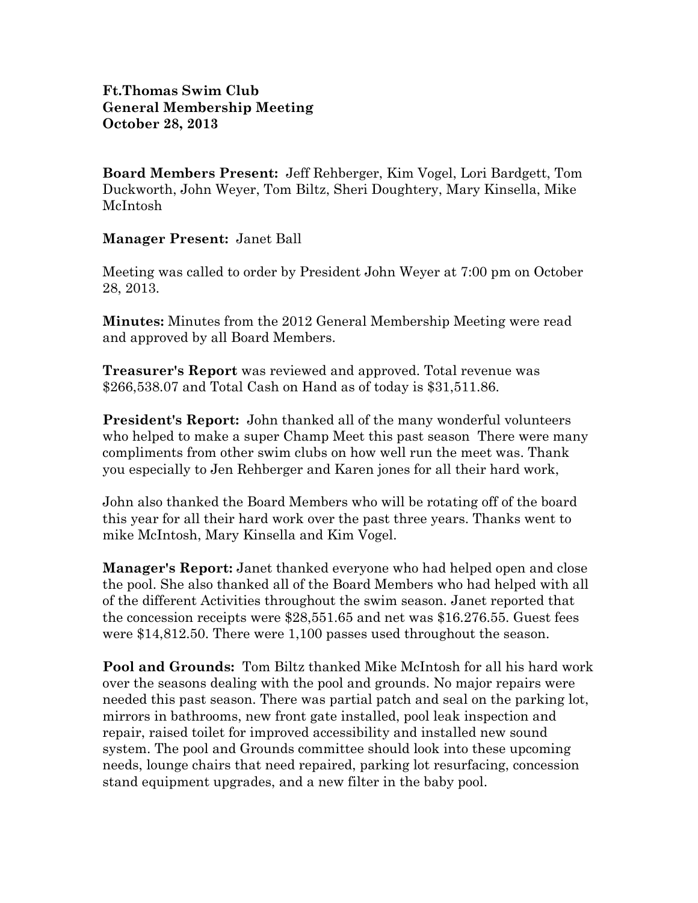**Ft.Thomas Swim Club**
**General Membership Meeting**
**October 28, 2013**

**Board Members Present:** Jeff Rehberger, Kim Vogel, Lori Bardgett, Tom Duckworth, John Weyer, Tom Biltz, Sheri Doughtery, Mary Kinsella, Mike McIntosh

**Manager Present:** Janet Ball

Meeting was called to order by President John Weyer at 7:00 pm on October 28, 2013.

**Minutes:** Minutes from the 2012 General Membership Meeting were read and approved by all Board Members.

**Treasurer's Report** was reviewed and approved. Total revenue was $266,538.07 and Total Cash on Hand as of today is $31,511.86.

**President's Report:** John thanked all of the many wonderful volunteers who helped to make a super Champ Meet this past season There were many compliments from other swim clubs on how well run the meet was. Thank you especially to Jen Rehberger and Karen jones for all their hard work,

John also thanked the Board Members who will be rotating off of the board this year for all their hard work over the past three years. Thanks went to mike McIntosh, Mary Kinsella and Kim Vogel.

**Manager's Report:** Janet thanked everyone who had helped open and close the pool. She also thanked all of the Board Members who had helped with all of the different Activities throughout the swim season. Janet reported that the concession receipts were $28,551.65 and net was $16.276.55. Guest fees were $14,812.50. There were 1,100 passes used throughout the season.

**Pool and Grounds:** Tom Biltz thanked Mike McIntosh for all his hard work over the seasons dealing with the pool and grounds. No major repairs were needed this past season. There was partial patch and seal on the parking lot, mirrors in bathrooms, new front gate installed, pool leak inspection and repair, raised toilet for improved accessibility and installed new sound system. The pool and Grounds committee should look into these upcoming needs, lounge chairs that need repaired, parking lot resurfacing, concession stand equipment upgrades, and a new filter in the baby pool.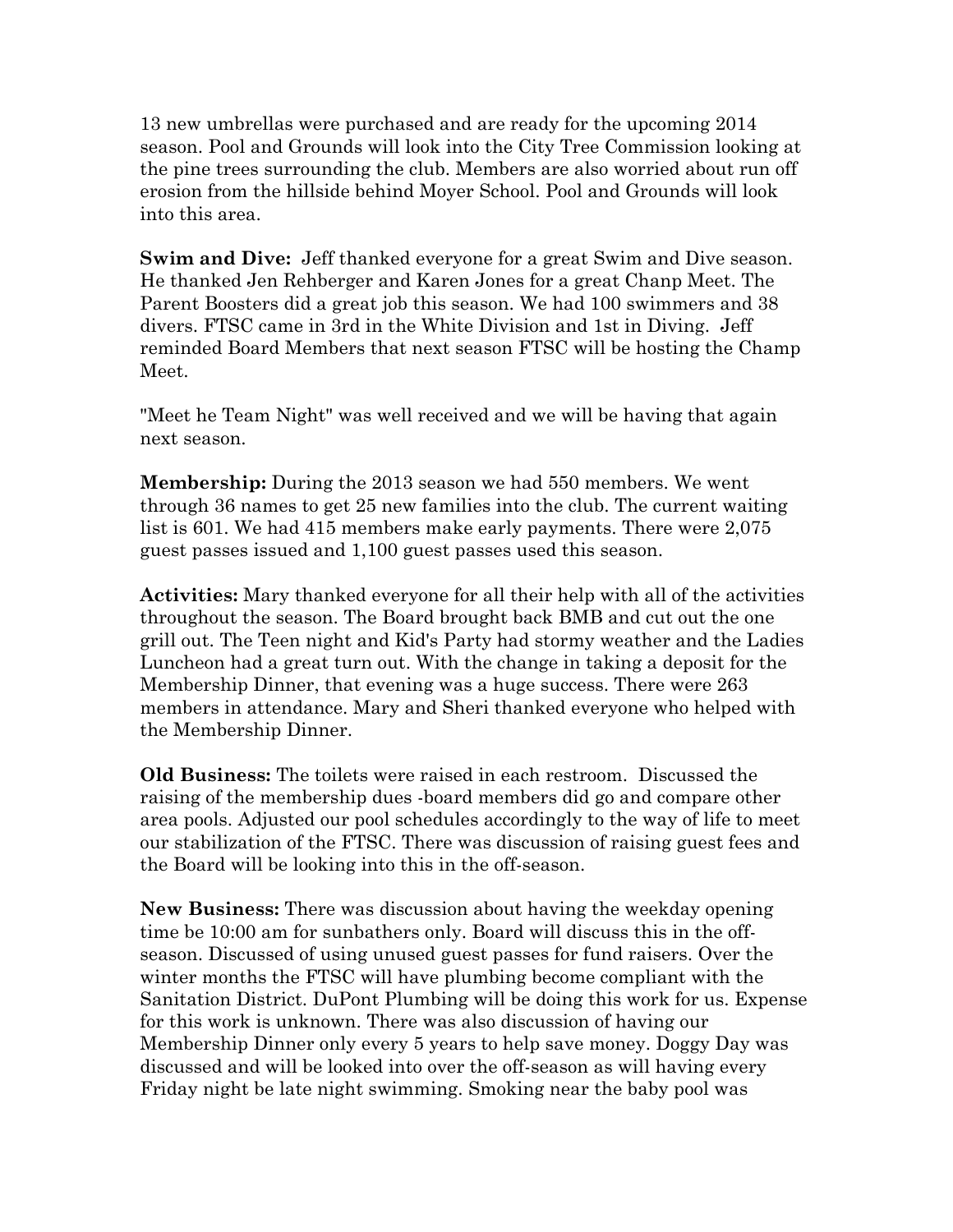13 new umbrellas were purchased and are ready for the upcoming 2014 season. Pool and Grounds will look into the City Tree Commission looking at the pine trees surrounding the club. Members are also worried about run off erosion from the hillside behind Moyer School. Pool and Grounds will look into this area.

**Swim and Dive:** Jeff thanked everyone for a great Swim and Dive season. He thanked Jen Rehberger and Karen Jones for a great Chanp Meet. The Parent Boosters did a great job this season. We had 100 swimmers and 38 divers. FTSC came in 3rd in the White Division and 1st in Diving. Jeff reminded Board Members that next season FTSC will be hosting the Champ Meet.

"Meet he Team Night" was well received and we will be having that again next season.

**Membership:** During the 2013 season we had 550 members. We went through 36 names to get 25 new families into the club. The current waiting list is 601. We had 415 members make early payments. There were 2,075 guest passes issued and 1,100 guest passes used this season.

**Activities:** Mary thanked everyone for all their help with all of the activities throughout the season. The Board brought back BMB and cut out the one grill out. The Teen night and Kid's Party had stormy weather and the Ladies Luncheon had a great turn out. With the change in taking a deposit for the Membership Dinner, that evening was a huge success. There were 263 members in attendance. Mary and Sheri thanked everyone who helped with the Membership Dinner.

**Old Business:** The toilets were raised in each restroom. Discussed the raising of the membership dues -board members did go and compare other area pools. Adjusted our pool schedules accordingly to the way of life to meet our stabilization of the FTSC. There was discussion of raising guest fees and the Board will be looking into this in the off-season.

**New Business:** There was discussion about having the weekday opening time be 10:00 am for sunbathers only. Board will discuss this in the off-season. Discussed of using unused guest passes for fund raisers. Over the winter months the FTSC will have plumbing become compliant with the Sanitation District. DuPont Plumbing will be doing this work for us. Expense for this work is unknown. There was also discussion of having our Membership Dinner only every 5 years to help save money. Doggy Day was discussed and will be looked into over the off-season as will having every Friday night be late night swimming. Smoking near the baby pool was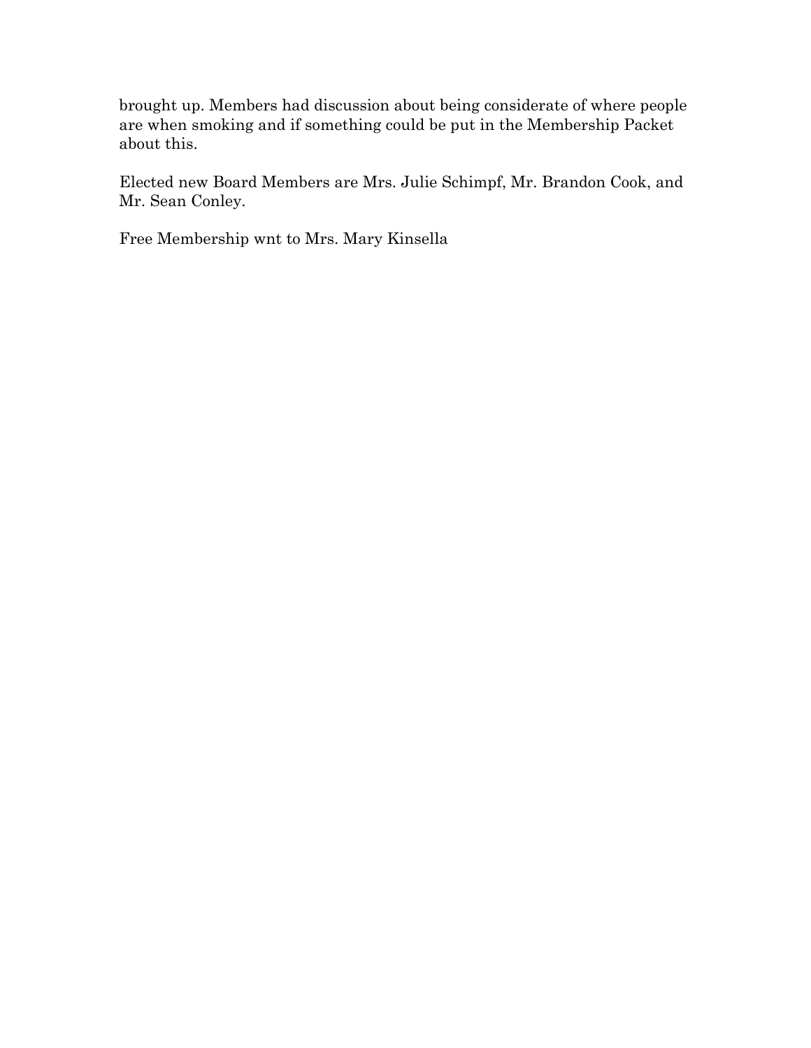brought up. Members had discussion about being considerate of where people are when smoking and if something could be put in the Membership Packet about this.

Elected new Board Members are Mrs. Julie Schimpf, Mr. Brandon Cook, and Mr. Sean Conley.

Free Membership wnt to Mrs. Mary Kinsella